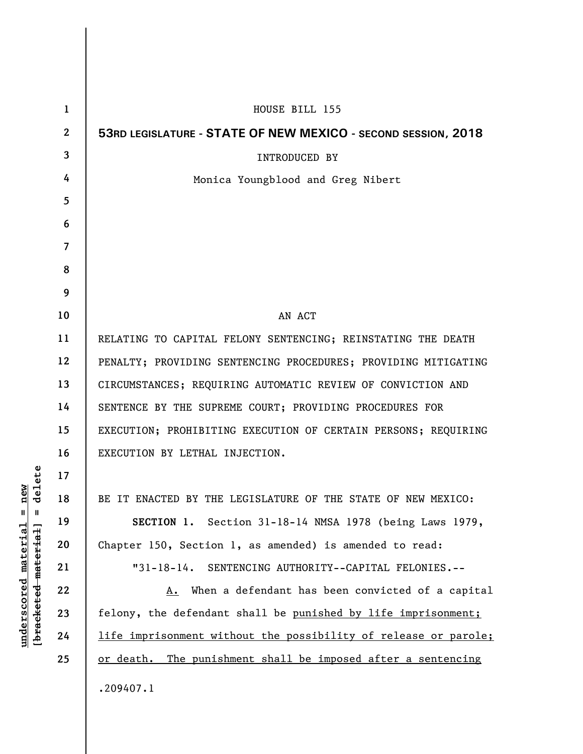HOUSE BILL 155

**53RD LEGISLATURE - STATE OF NEW MEXICO - SECOND SESSION, 2018**

INTRODUCED BY

Monica Youngblood and Greg Nibert

AN ACT

RELATING TO CAPITAL FELONY SENTENCING; REINSTATING THE DEATH PENALTY; PROVIDING SENTENCING PROCEDURES; PROVIDING MITIGATING CIRCUMSTANCES; REQUIRING AUTOMATIC REVIEW OF CONVICTION AND SENTENCE BY THE SUPREME COURT; PROVIDING PROCEDURES FOR EXECUTION; PROHIBITING EXECUTION OF CERTAIN PERSONS; REQUIRING EXECUTION BY LETHAL INJECTION.

BE IT ENACTED BY THE LEGISLATURE OF THE STATE OF NEW MEXICO:

**SECTION 1.** Section 31-18-14 NMSA 1978 (being Laws 1979, Chapter 150, Section 1, as amended) is amended to read:

"31-18-14. SENTENCING AUTHORITY--CAPITAL FELONIES.--

<u>A.</u> When a defendant has been convicted of a capital felony, the defendant shall be <u>punished by life imprisonment; life imprisonment without the possibility of release or parole; or death. The punishment shall be imposed after a sentencing</u>

.209407.1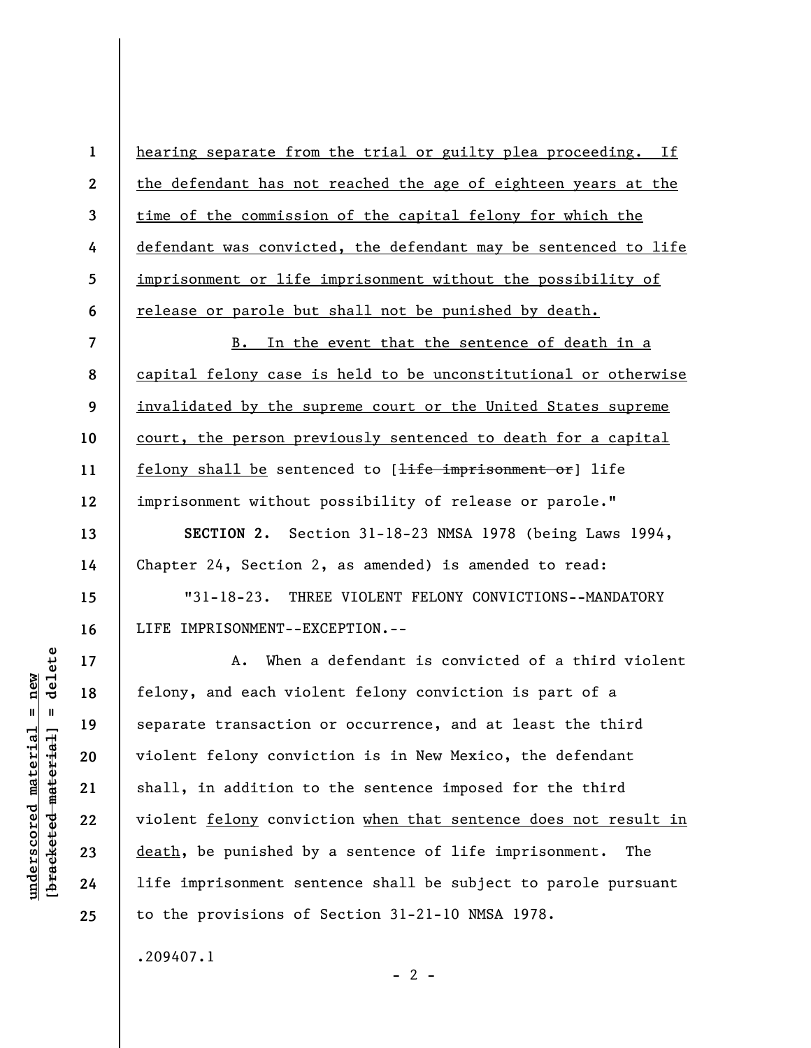hearing separate from the trial or guilty plea proceeding. If the defendant has not reached the age of eighteen years at the time of the commission of the capital felony for which the defendant was convicted, the defendant may be sentenced to life imprisonment or life imprisonment without the possibility of release or parole but shall not be punished by death.

B. In the event that the sentence of death in a capital felony case is held to be unconstitutional or otherwise invalidated by the supreme court or the United States supreme court, the person previously sentenced to death for a capital felony shall be sentenced to [~~life imprisonment or~~] life imprisonment without possibility of release or parole."

**SECTION 2.** Section 31-18-23 NMSA 1978 (being Laws 1994, Chapter 24, Section 2, as amended) is amended to read:

"31-18-23. THREE VIOLENT FELONY CONVICTIONS--MANDATORY LIFE IMPRISONMENT--EXCEPTION.--

A. When a defendant is convicted of a third violent felony, and each violent felony conviction is part of a separate transaction or occurrence, and at least the third violent felony conviction is in New Mexico, the defendant shall, in addition to the sentence imposed for the third violent felony conviction when that sentence does not result in death, be punished by a sentence of life imprisonment. The life imprisonment sentence shall be subject to parole pursuant to the provisions of Section 31-21-10 NMSA 1978.

.209407.1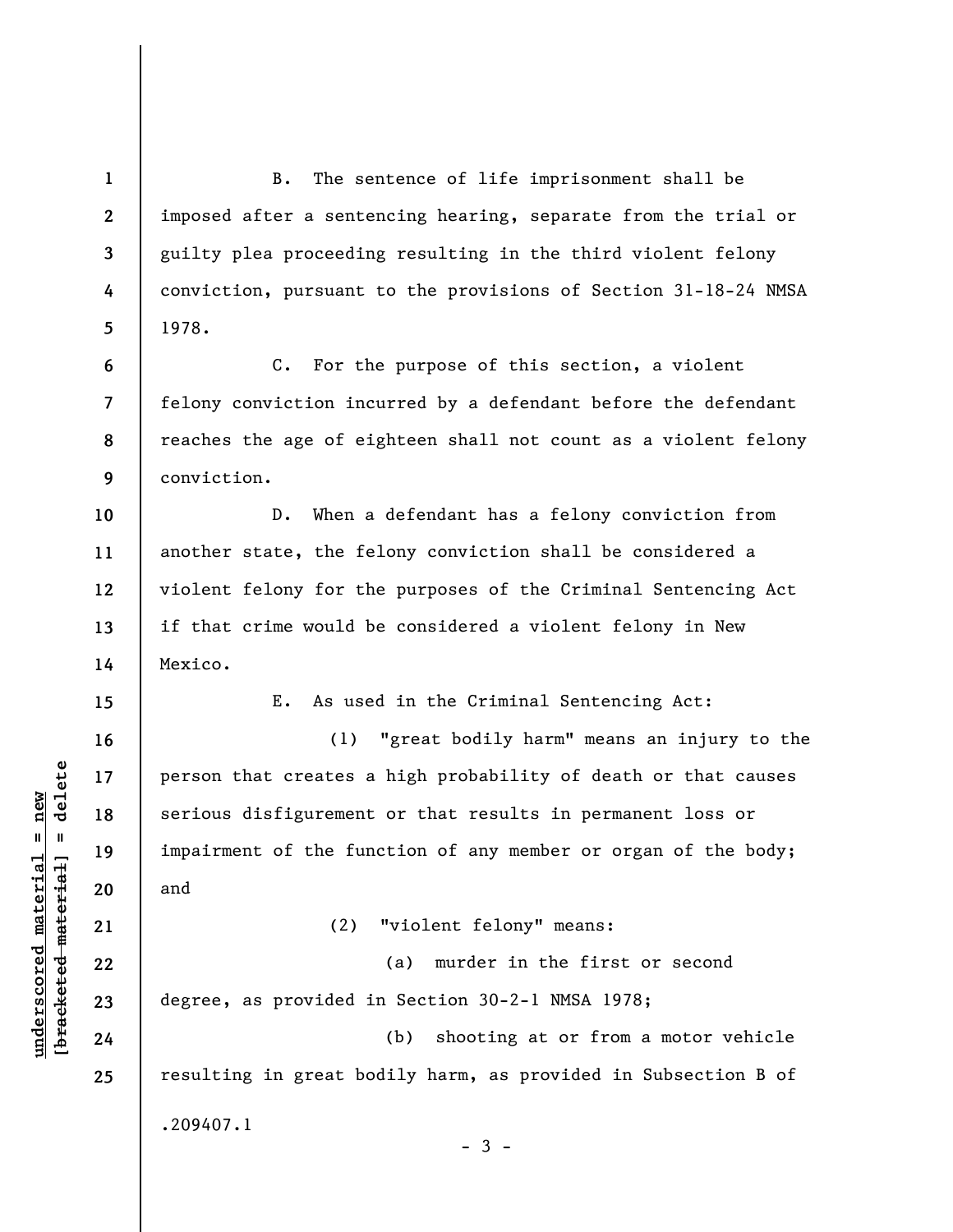B. The sentence of life imprisonment shall be imposed after a sentencing hearing, separate from the trial or guilty plea proceeding resulting in the third violent felony conviction, pursuant to the provisions of Section 31-18-24 NMSA 1978.

C. For the purpose of this section, a violent felony conviction incurred by a defendant before the defendant reaches the age of eighteen shall not count as a violent felony conviction.

D. When a defendant has a felony conviction from another state, the felony conviction shall be considered a violent felony for the purposes of the Criminal Sentencing Act if that crime would be considered a violent felony in New Mexico.

E. As used in the Criminal Sentencing Act:

(1) "great bodily harm" means an injury to the person that creates a high probability of death or that causes serious disfigurement or that results in permanent loss or impairment of the function of any member or organ of the body; and

(2) "violent felony" means:

(a) murder in the first or second degree, as provided in Section 30-2-1 NMSA 1978;

(b) shooting at or from a motor vehicle resulting in great bodily harm, as provided in Subsection B of

.209407.1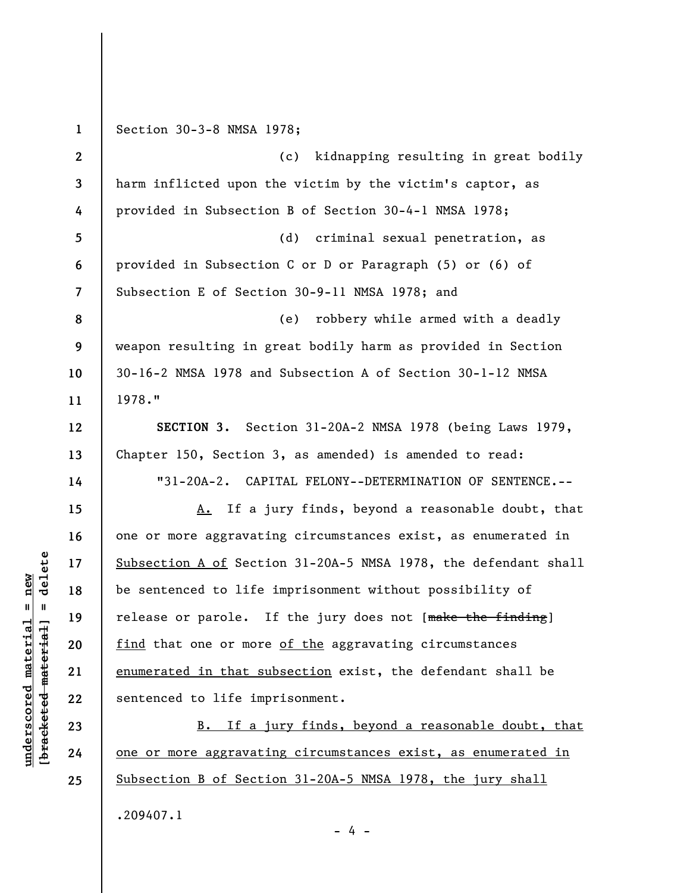Section 30-3-8 NMSA 1978;

(c) kidnapping resulting in great bodily harm inflicted upon the victim by the victim's captor, as provided in Subsection B of Section 30-4-1 NMSA 1978;

(d) criminal sexual penetration, as provided in Subsection C or D or Paragraph (5) or (6) of Subsection E of Section 30-9-11 NMSA 1978; and

(e) robbery while armed with a deadly weapon resulting in great bodily harm as provided in Section 30-16-2 NMSA 1978 and Subsection A of Section 30-1-12 NMSA 1978."

**SECTION 3.** Section 31-20A-2 NMSA 1978 (being Laws 1979, Chapter 150, Section 3, as amended) is amended to read:

"31-20A-2. CAPITAL FELONY--DETERMINATION OF SENTENCE.--

A. If a jury finds, beyond a reasonable doubt, that one or more aggravating circumstances exist, as enumerated in Subsection A of Section 31-20A-5 NMSA 1978, the defendant shall be sentenced to life imprisonment without possibility of release or parole. If the jury does not [~~make the finding~~] find that one or more of the aggravating circumstances enumerated in that subsection exist, the defendant shall be sentenced to life imprisonment.

B. If a jury finds, beyond a reasonable doubt, that one or more aggravating circumstances exist, as enumerated in Subsection B of Section 31-20A-5 NMSA 1978, the jury shall

.209407.1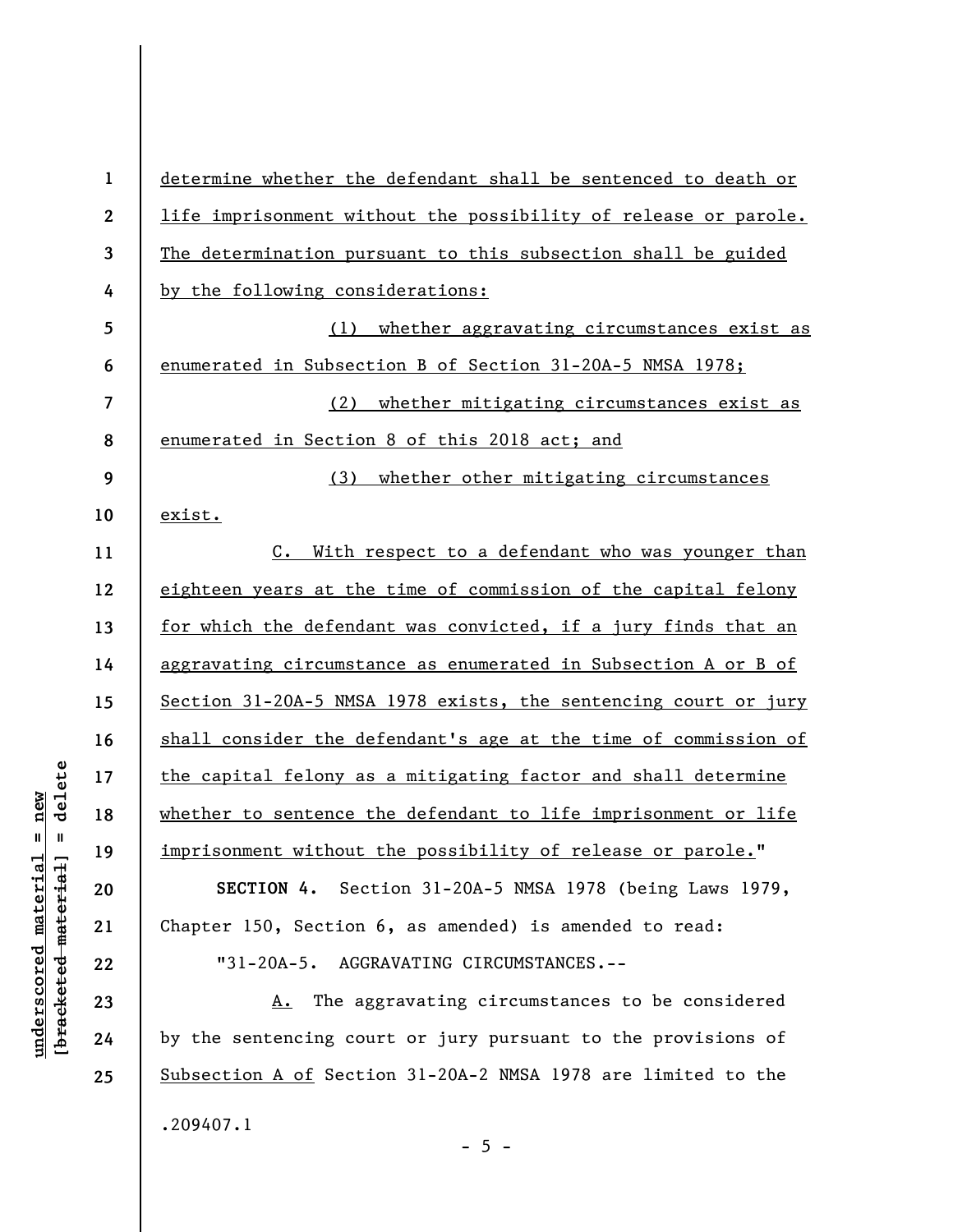determine whether the defendant shall be sentenced to death or life imprisonment without the possibility of release or parole. The determination pursuant to this subsection shall be guided by the following considerations:

(1) whether aggravating circumstances exist as enumerated in Subsection B of Section 31-20A-5 NMSA 1978;

(2) whether mitigating circumstances exist as enumerated in Section 8 of this 2018 act; and

(3) whether other mitigating circumstances exist.

C. With respect to a defendant who was younger than eighteen years at the time of commission of the capital felony for which the defendant was convicted, if a jury finds that an aggravating circumstance as enumerated in Subsection A or B of Section 31-20A-5 NMSA 1978 exists, the sentencing court or jury shall consider the defendant's age at the time of commission of the capital felony as a mitigating factor and shall determine whether to sentence the defendant to life imprisonment or life imprisonment without the possibility of release or parole."

**SECTION 4.** Section 31-20A-5 NMSA 1978 (being Laws 1979, Chapter 150, Section 6, as amended) is amended to read:

"31-20A-5. AGGRAVATING CIRCUMSTANCES.--

A. The aggravating circumstances to be considered by the sentencing court or jury pursuant to the provisions of Subsection A of Section 31-20A-2 NMSA 1978 are limited to the

.209407.1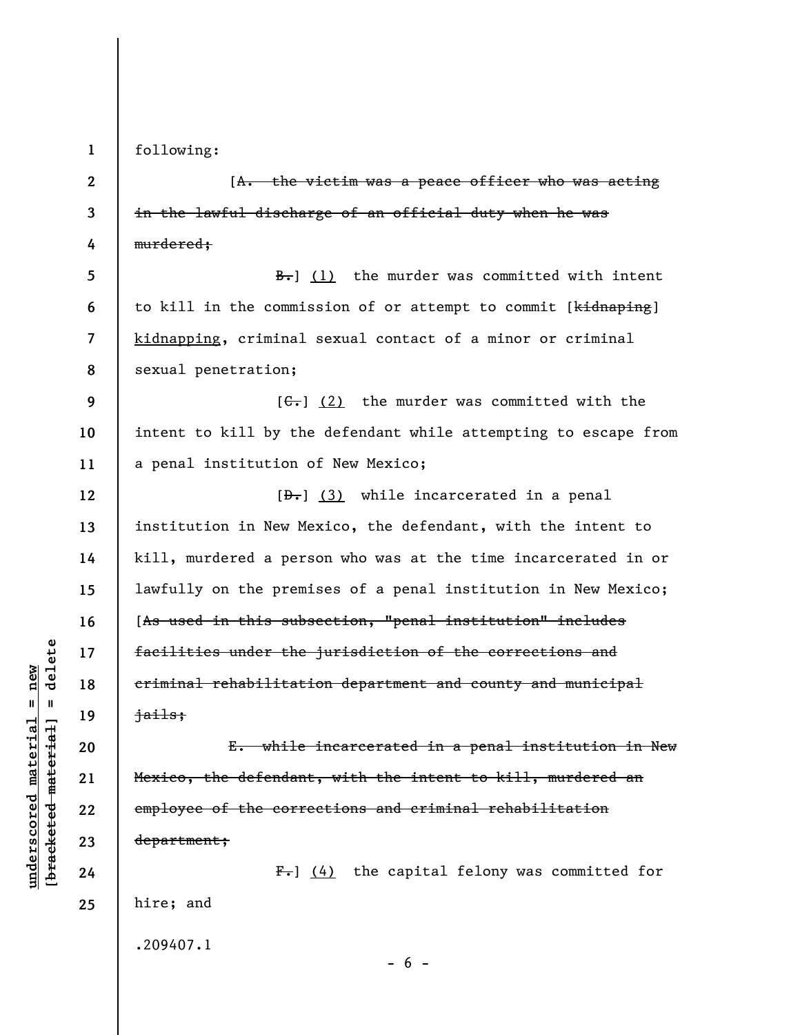following:

[~~A. the victim was a peace officer who was acting in the lawful discharge of an official duty when he was murdered;~~

~~B.~~] <u>(1)</u> the murder was committed with intent to kill in the commission of or attempt to commit [~~kidnaping~~] <u>kidnapping</u>, criminal sexual contact of a minor or criminal sexual penetration;

[~~C.~~] <u>(2)</u> the murder was committed with the intent to kill by the defendant while attempting to escape from a penal institution of New Mexico;

[~~D.~~] <u>(3)</u> while incarcerated in a penal institution in New Mexico, the defendant, with the intent to kill, murdered a person who was at the time incarcerated in or lawfully on the premises of a penal institution in New Mexico; [~~As used in this subsection, "penal institution" includes facilities under the jurisdiction of the corrections and criminal rehabilitation department and county and municipal jails;~~

~~E. while incarcerated in a penal institution in New Mexico, the defendant, with the intent to kill, murdered an employee of the corrections and criminal rehabilitation department;~~

~~F.~~] <u>(4)</u> the capital felony was committed for hire; and

.209407.1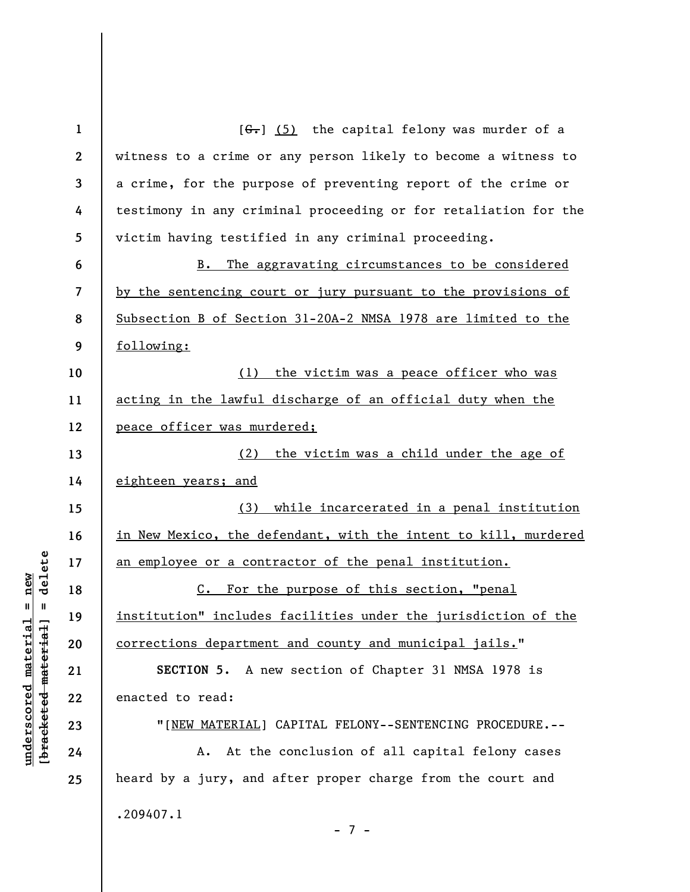[~~G.~~] (5) the capital felony was murder of a witness to a crime or any person likely to become a witness to a crime, for the purpose of preventing report of the crime or testimony in any criminal proceeding or for retaliation for the victim having testified in any criminal proceeding.

B. The aggravating circumstances to be considered by the sentencing court or jury pursuant to the provisions of Subsection B of Section 31-20A-2 NMSA 1978 are limited to the following:

(1) the victim was a peace officer who was acting in the lawful discharge of an official duty when the peace officer was murdered;

(2) the victim was a child under the age of eighteen years; and

(3) while incarcerated in a penal institution in New Mexico, the defendant, with the intent to kill, murdered an employee or a contractor of the penal institution.

C. For the purpose of this section, "penal institution" includes facilities under the jurisdiction of the corrections department and county and municipal jails."

**SECTION 5.** A new section of Chapter 31 NMSA 1978 is enacted to read:

"[NEW MATERIAL] CAPITAL FELONY--SENTENCING PROCEDURE.--

A. At the conclusion of all capital felony cases heard by a jury, and after proper charge from the court and

.209407.1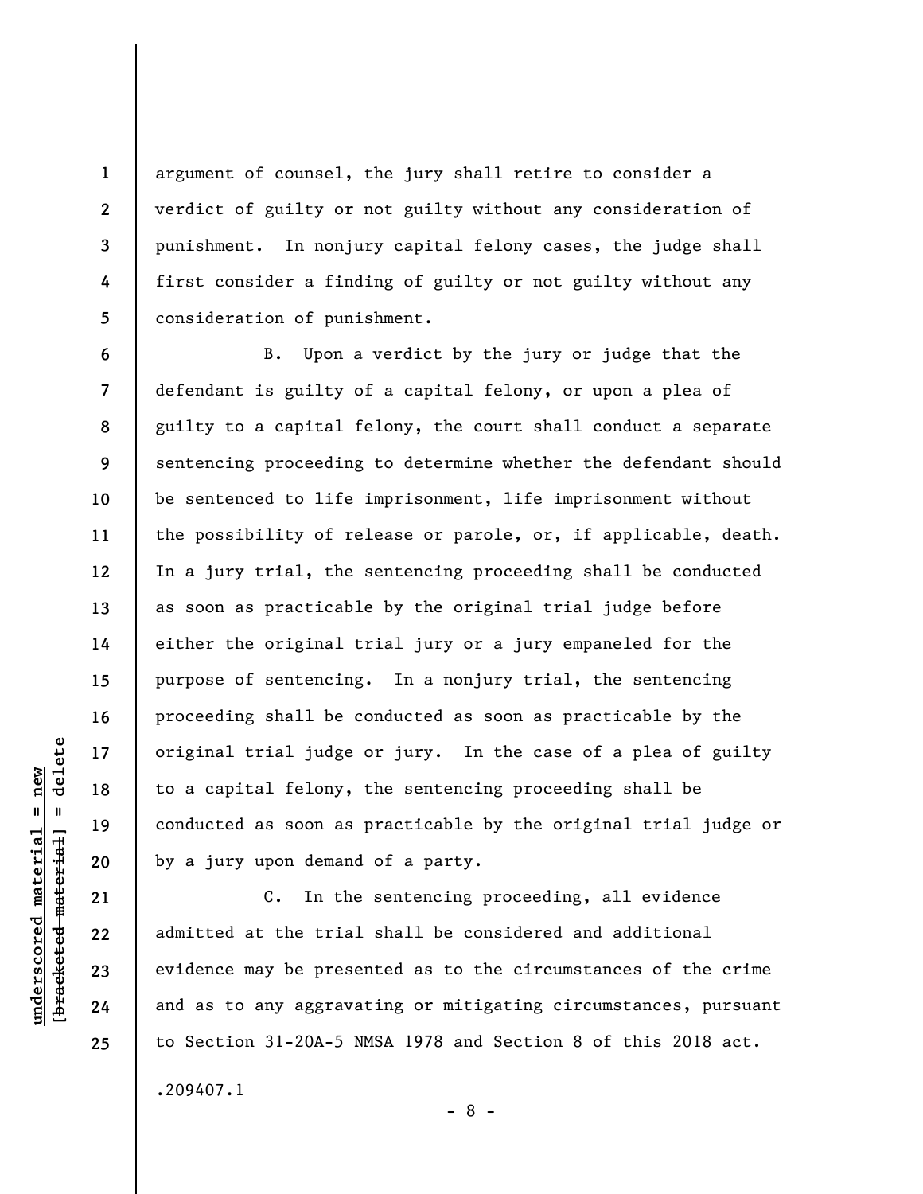argument of counsel, the jury shall retire to consider a verdict of guilty or not guilty without any consideration of punishment. In nonjury capital felony cases, the judge shall first consider a finding of guilty or not guilty without any consideration of punishment.

B. Upon a verdict by the jury or judge that the defendant is guilty of a capital felony, or upon a plea of guilty to a capital felony, the court shall conduct a separate sentencing proceeding to determine whether the defendant should be sentenced to life imprisonment, life imprisonment without the possibility of release or parole, or, if applicable, death. In a jury trial, the sentencing proceeding shall be conducted as soon as practicable by the original trial judge before either the original trial jury or a jury empaneled for the purpose of sentencing. In a nonjury trial, the sentencing proceeding shall be conducted as soon as practicable by the original trial judge or jury. In the case of a plea of guilty to a capital felony, the sentencing proceeding shall be conducted as soon as practicable by the original trial judge or by a jury upon demand of a party.

C. In the sentencing proceeding, all evidence admitted at the trial shall be considered and additional evidence may be presented as to the circumstances of the crime and as to any aggravating or mitigating circumstances, pursuant to Section 31-20A-5 NMSA 1978 and Section 8 of this 2018 act.

.209407.1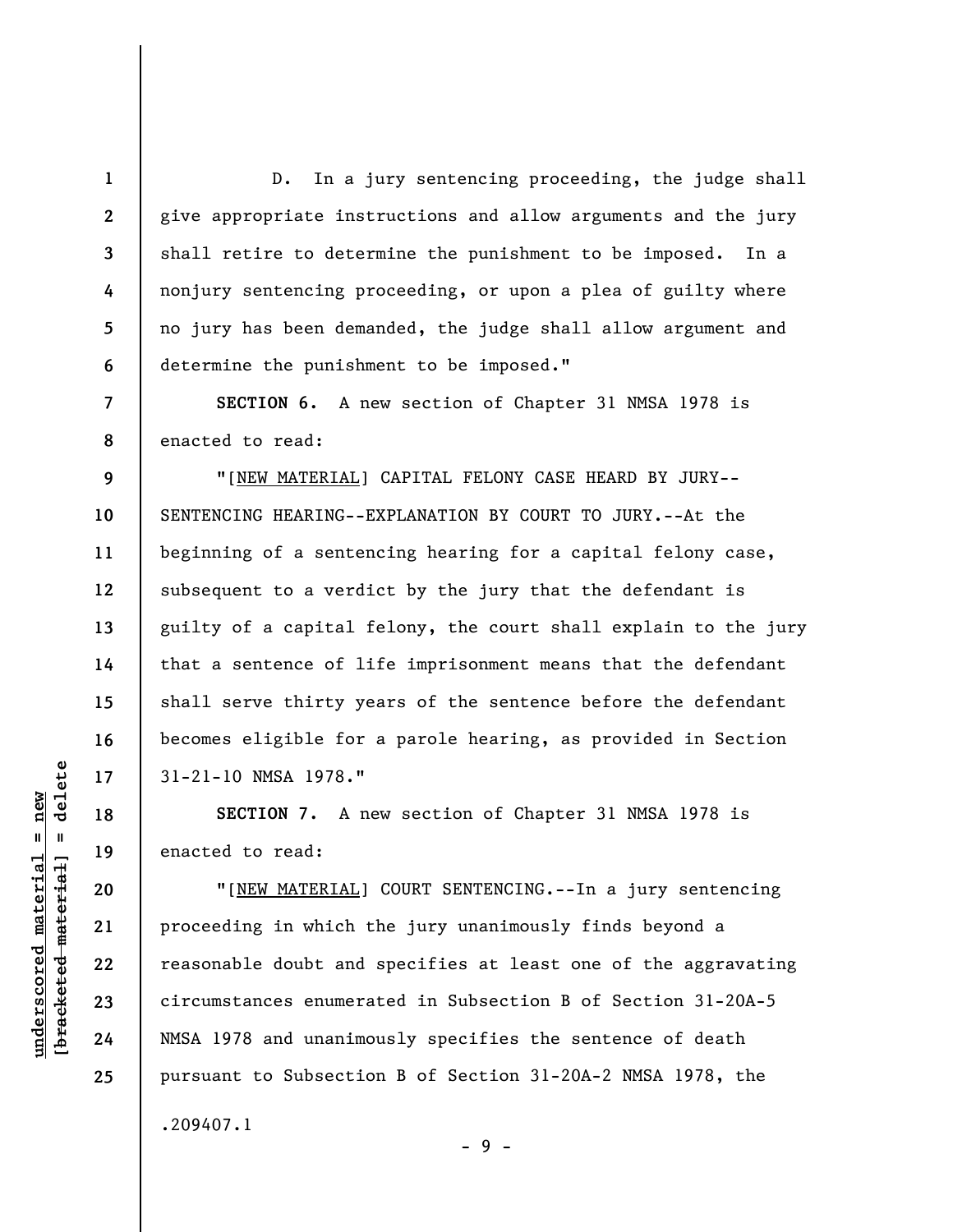D. In a jury sentencing proceeding, the judge shall give appropriate instructions and allow arguments and the jury shall retire to determine the punishment to be imposed. In a nonjury sentencing proceeding, or upon a plea of guilty where no jury has been demanded, the judge shall allow argument and determine the punishment to be imposed."

**SECTION 6.** A new section of Chapter 31 NMSA 1978 is enacted to read:

"[NEW MATERIAL] CAPITAL FELONY CASE HEARD BY JURY--SENTENCING HEARING--EXPLANATION BY COURT TO JURY.--At the beginning of a sentencing hearing for a capital felony case, subsequent to a verdict by the jury that the defendant is guilty of a capital felony, the court shall explain to the jury that a sentence of life imprisonment means that the defendant shall serve thirty years of the sentence before the defendant becomes eligible for a parole hearing, as provided in Section 31-21-10 NMSA 1978."

**SECTION 7.** A new section of Chapter 31 NMSA 1978 is enacted to read:

"[NEW MATERIAL] COURT SENTENCING.--In a jury sentencing proceeding in which the jury unanimously finds beyond a reasonable doubt and specifies at least one of the aggravating circumstances enumerated in Subsection B of Section 31-20A-5 NMSA 1978 and unanimously specifies the sentence of death pursuant to Subsection B of Section 31-20A-2 NMSA 1978, the

.209407.1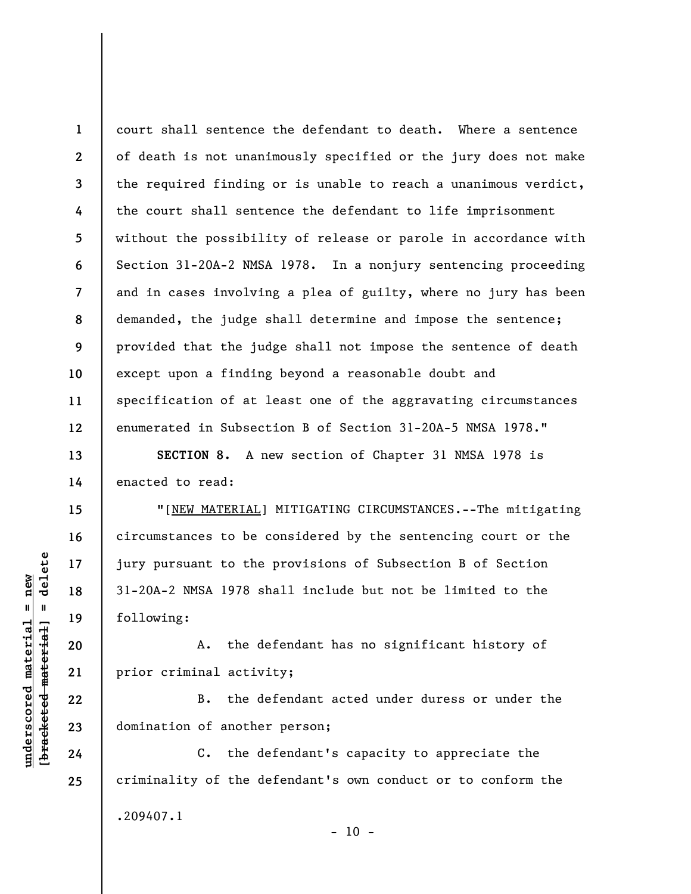court shall sentence the defendant to death. Where a sentence of death is not unanimously specified or the jury does not make the required finding or is unable to reach a unanimous verdict, the court shall sentence the defendant to life imprisonment without the possibility of release or parole in accordance with Section 31-20A-2 NMSA 1978. In a nonjury sentencing proceeding and in cases involving a plea of guilty, where no jury has been demanded, the judge shall determine and impose the sentence; provided that the judge shall not impose the sentence of death except upon a finding beyond a reasonable doubt and specification of at least one of the aggravating circumstances enumerated in Subsection B of Section 31-20A-5 NMSA 1978."

**SECTION 8.** A new section of Chapter 31 NMSA 1978 is enacted to read:

"[NEW MATERIAL] MITIGATING CIRCUMSTANCES.--The mitigating circumstances to be considered by the sentencing court or the jury pursuant to the provisions of Subsection B of Section 31-20A-2 NMSA 1978 shall include but not be limited to the following:

A. the defendant has no significant history of prior criminal activity;

B. the defendant acted under duress or under the domination of another person;

C. the defendant's capacity to appreciate the criminality of the defendant's own conduct or to conform the

.209407.1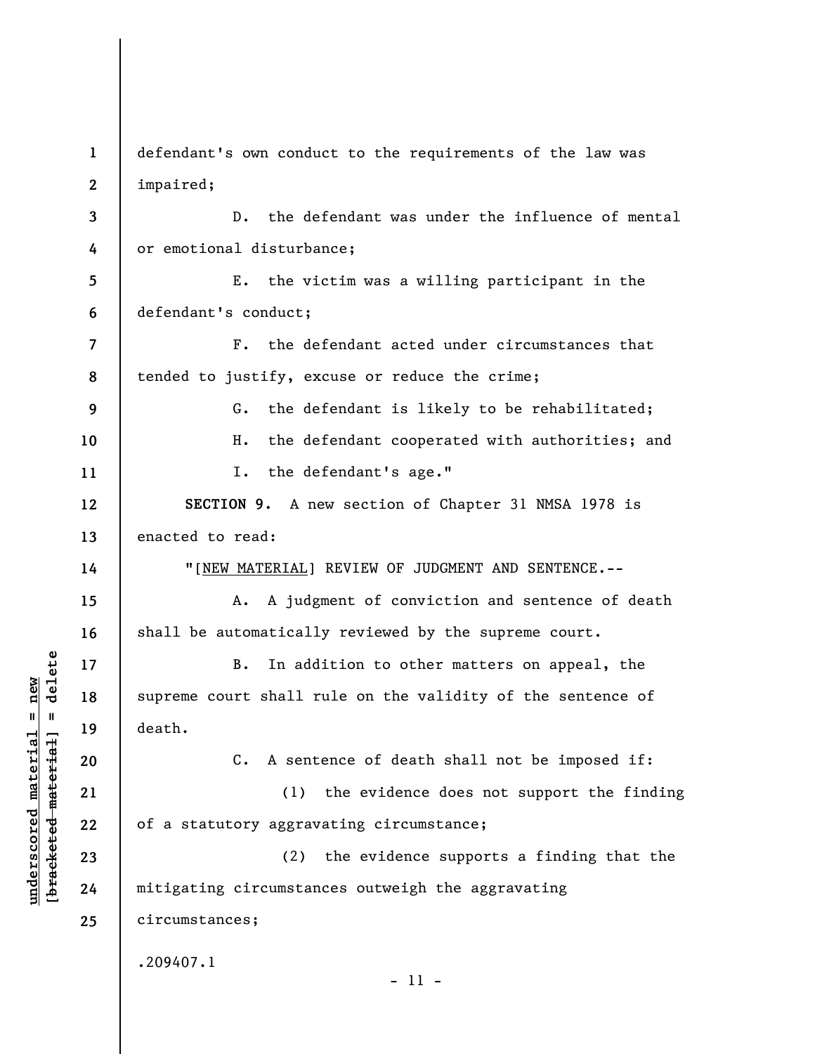defendant's own conduct to the requirements of the law was impaired;

D. the defendant was under the influence of mental or emotional disturbance;

E. the victim was a willing participant in the defendant's conduct;

F. the defendant acted under circumstances that tended to justify, excuse or reduce the crime;

G. the defendant is likely to be rehabilitated;

H. the defendant cooperated with authorities; and

I. the defendant's age."

**SECTION 9.** A new section of Chapter 31 NMSA 1978 is enacted to read:

"[NEW MATERIAL] REVIEW OF JUDGMENT AND SENTENCE.--

A. A judgment of conviction and sentence of death shall be automatically reviewed by the supreme court.

B. In addition to other matters on appeal, the supreme court shall rule on the validity of the sentence of death.

C. A sentence of death shall not be imposed if:

(1) the evidence does not support the finding of a statutory aggravating circumstance;

(2) the evidence supports a finding that the mitigating circumstances outweigh the aggravating circumstances;

.209407.1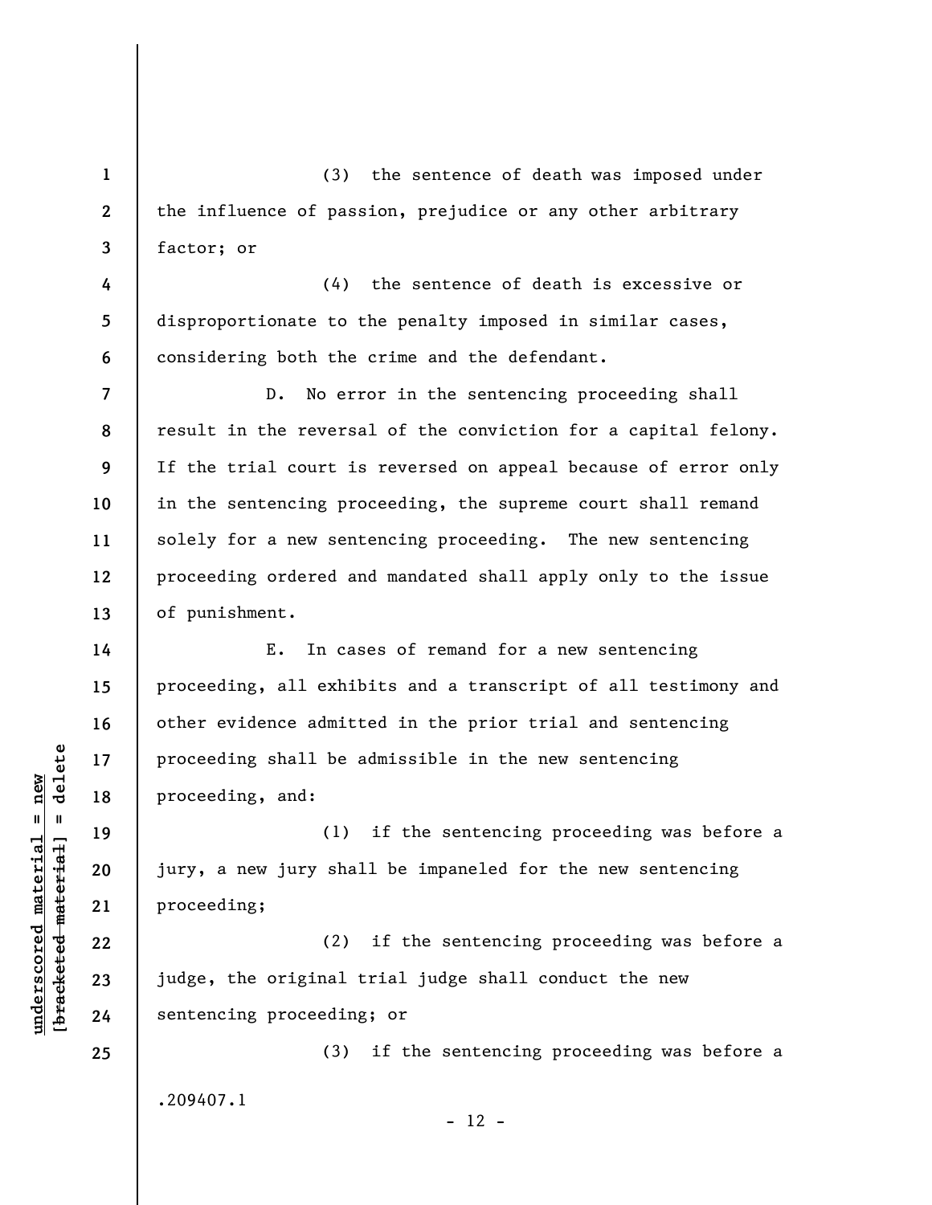(3) the sentence of death was imposed under the influence of passion, prejudice or any other arbitrary factor; or

(4) the sentence of death is excessive or disproportionate to the penalty imposed in similar cases, considering both the crime and the defendant.

D. No error in the sentencing proceeding shall result in the reversal of the conviction for a capital felony. If the trial court is reversed on appeal because of error only in the sentencing proceeding, the supreme court shall remand solely for a new sentencing proceeding. The new sentencing proceeding ordered and mandated shall apply only to the issue of punishment.

E. In cases of remand for a new sentencing proceeding, all exhibits and a transcript of all testimony and other evidence admitted in the prior trial and sentencing proceeding shall be admissible in the new sentencing proceeding, and:

(1) if the sentencing proceeding was before a jury, a new jury shall be impaneled for the new sentencing proceeding;

(2) if the sentencing proceeding was before a judge, the original trial judge shall conduct the new sentencing proceeding; or

(3) if the sentencing proceeding was before a

.209407.1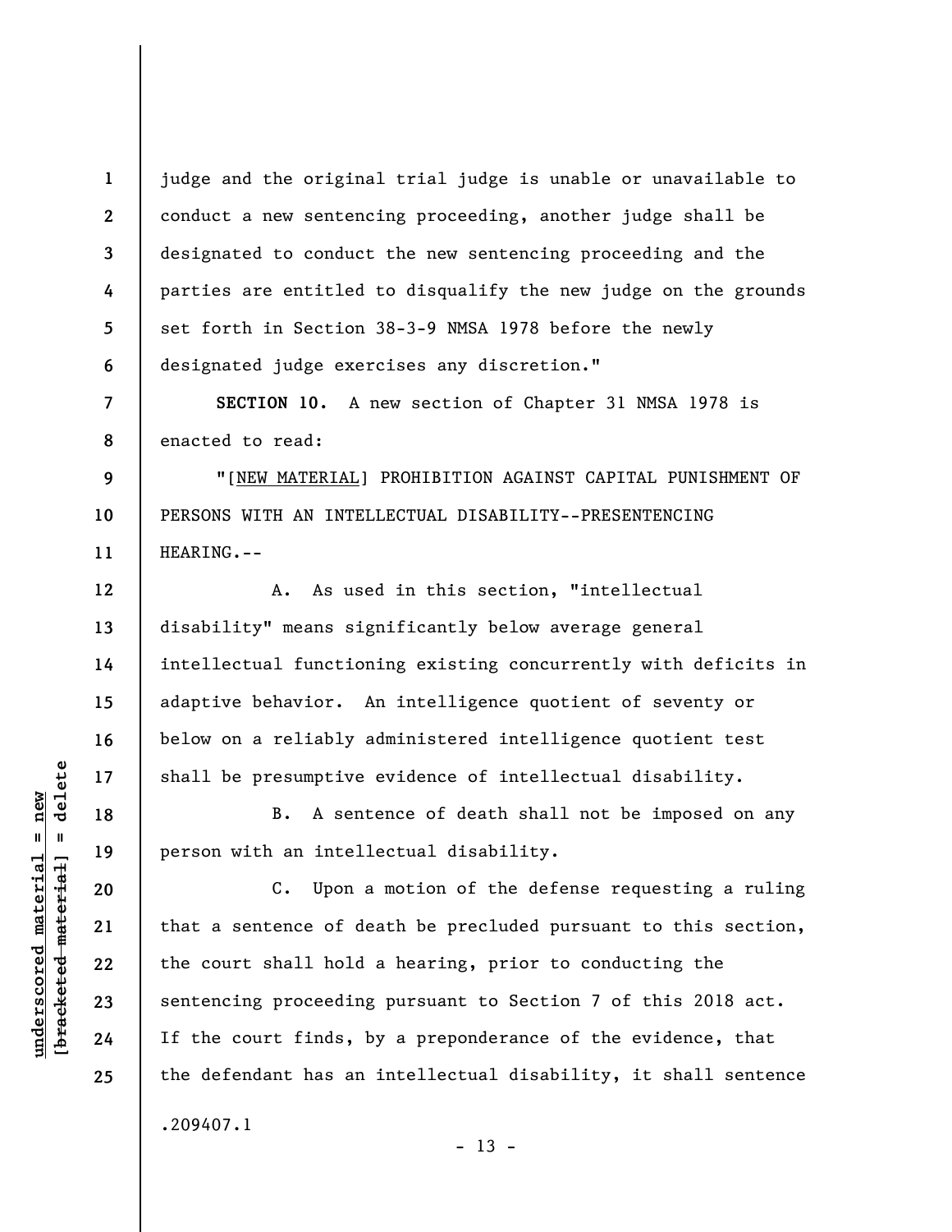judge and the original trial judge is unable or unavailable to conduct a new sentencing proceeding, another judge shall be designated to conduct the new sentencing proceeding and the parties are entitled to disqualify the new judge on the grounds set forth in Section 38-3-9 NMSA 1978 before the newly designated judge exercises any discretion."

**SECTION 10.** A new section of Chapter 31 NMSA 1978 is enacted to read:

"[NEW MATERIAL] PROHIBITION AGAINST CAPITAL PUNISHMENT OF PERSONS WITH AN INTELLECTUAL DISABILITY--PRESENTENCING HEARING.--

A. As used in this section, "intellectual disability" means significantly below average general intellectual functioning existing concurrently with deficits in adaptive behavior. An intelligence quotient of seventy or below on a reliably administered intelligence quotient test shall be presumptive evidence of intellectual disability.

B. A sentence of death shall not be imposed on any person with an intellectual disability.

C. Upon a motion of the defense requesting a ruling that a sentence of death be precluded pursuant to this section, the court shall hold a hearing, prior to conducting the sentencing proceeding pursuant to Section 7 of this 2018 act. If the court finds, by a preponderance of the evidence, that the defendant has an intellectual disability, it shall sentence

.209407.1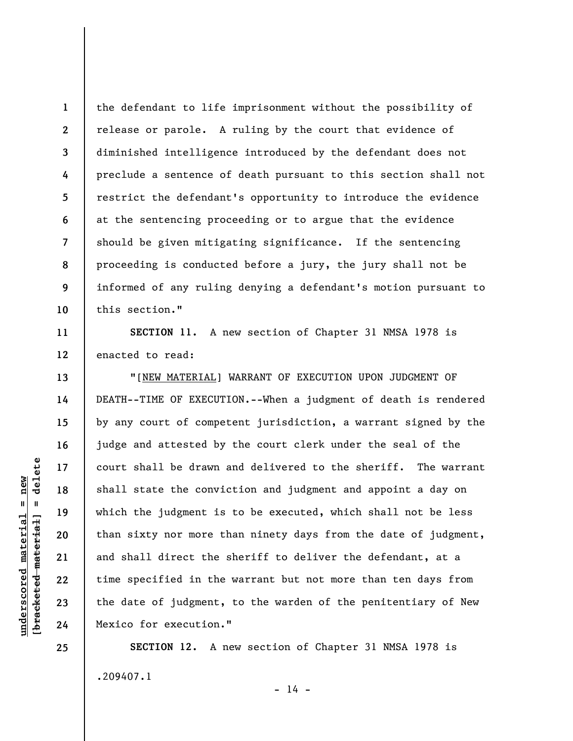the defendant to life imprisonment without the possibility of release or parole. A ruling by the court that evidence of diminished intelligence introduced by the defendant does not preclude a sentence of death pursuant to this section shall not restrict the defendant's opportunity to introduce the evidence at the sentencing proceeding or to argue that the evidence should be given mitigating significance. If the sentencing proceeding is conducted before a jury, the jury shall not be informed of any ruling denying a defendant's motion pursuant to this section."

**SECTION 11.** A new section of Chapter 31 NMSA 1978 is enacted to read:

"[NEW MATERIAL] WARRANT OF EXECUTION UPON JUDGMENT OF DEATH--TIME OF EXECUTION.--When a judgment of death is rendered by any court of competent jurisdiction, a warrant signed by the judge and attested by the court clerk under the seal of the court shall be drawn and delivered to the sheriff. The warrant shall state the conviction and judgment and appoint a day on which the judgment is to be executed, which shall not be less than sixty nor more than ninety days from the date of judgment, and shall direct the sheriff to deliver the defendant, at a time specified in the warrant but not more than ten days from the date of judgment, to the warden of the penitentiary of New Mexico for execution."

**SECTION 12.** A new section of Chapter 31 NMSA 1978 is

.209407.1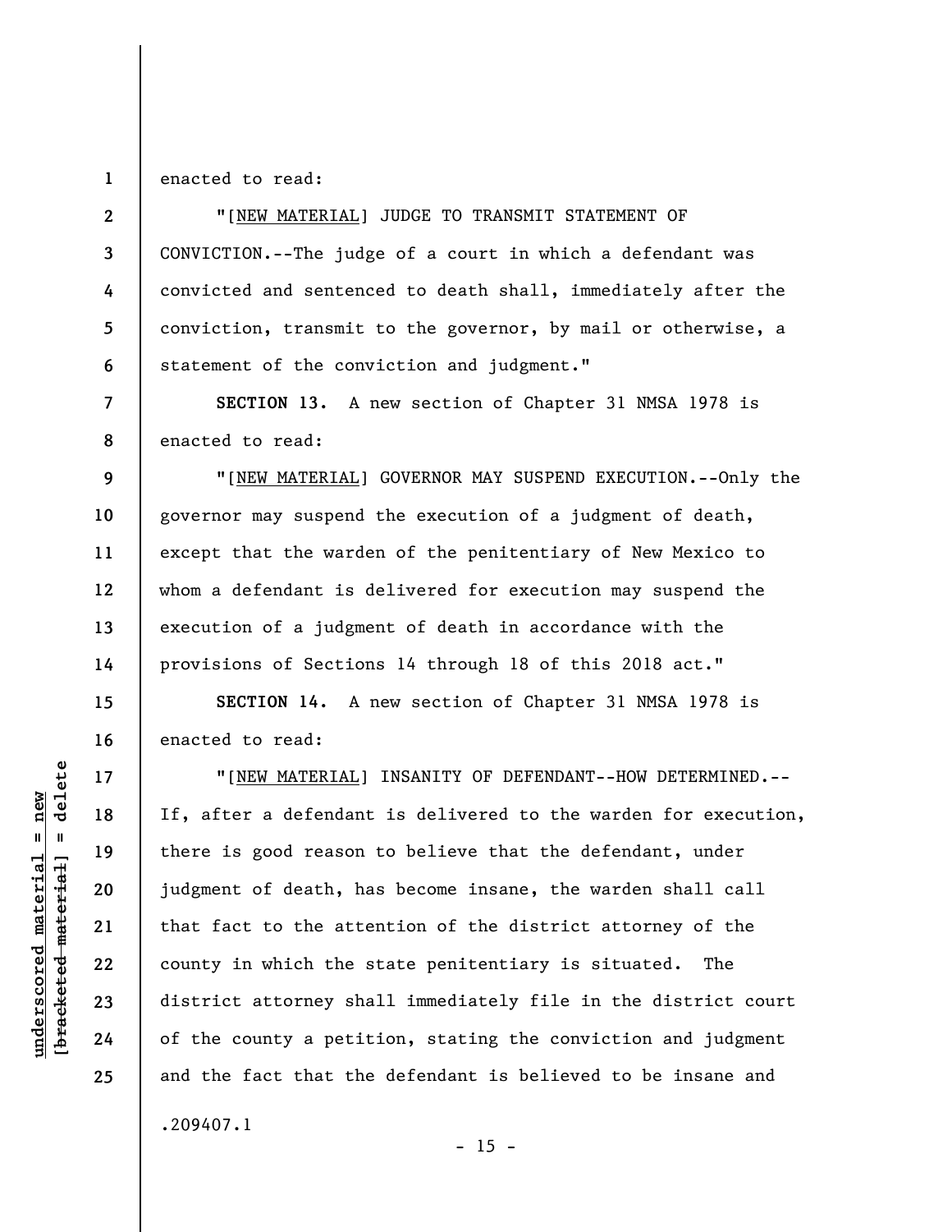enacted to read:

"[NEW MATERIAL] JUDGE TO TRANSMIT STATEMENT OF CONVICTION.--The judge of a court in which a defendant was convicted and sentenced to death shall, immediately after the conviction, transmit to the governor, by mail or otherwise, a statement of the conviction and judgment."

**SECTION 13.** A new section of Chapter 31 NMSA 1978 is enacted to read:

"[NEW MATERIAL] GOVERNOR MAY SUSPEND EXECUTION.--Only the governor may suspend the execution of a judgment of death, except that the warden of the penitentiary of New Mexico to whom a defendant is delivered for execution may suspend the execution of a judgment of death in accordance with the provisions of Sections 14 through 18 of this 2018 act."

**SECTION 14.** A new section of Chapter 31 NMSA 1978 is enacted to read:

"[NEW MATERIAL] INSANITY OF DEFENDANT--HOW DETERMINED.--If, after a defendant is delivered to the warden for execution, there is good reason to believe that the defendant, under judgment of death, has become insane, the warden shall call that fact to the attention of the district attorney of the county in which the state penitentiary is situated. The district attorney shall immediately file in the district court of the county a petition, stating the conviction and judgment and the fact that the defendant is believed to be insane and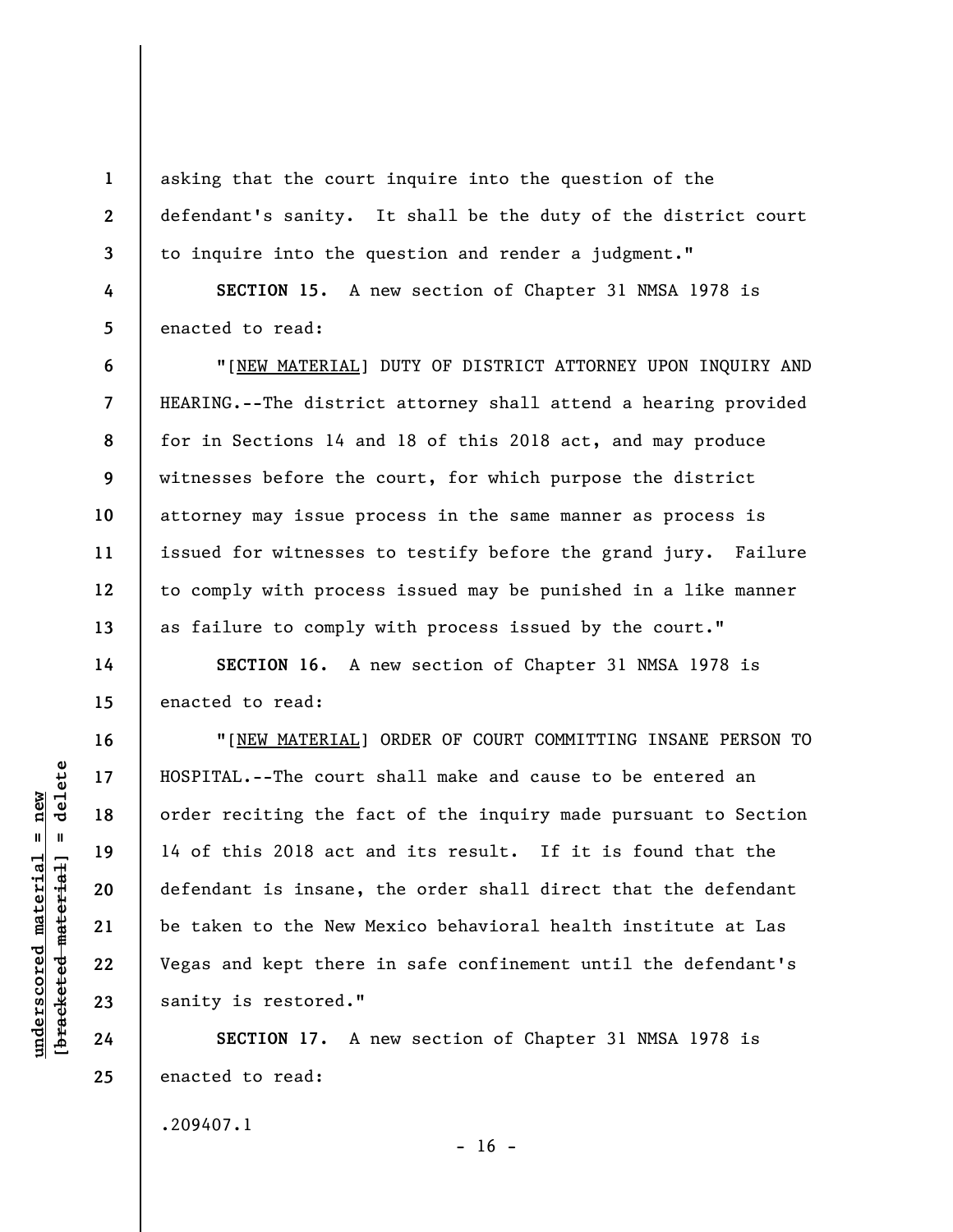asking that the court inquire into the question of the defendant's sanity. It shall be the duty of the district court to inquire into the question and render a judgment."

**SECTION 15.** A new section of Chapter 31 NMSA 1978 is enacted to read:

"[NEW MATERIAL] DUTY OF DISTRICT ATTORNEY UPON INQUIRY AND HEARING.--The district attorney shall attend a hearing provided for in Sections 14 and 18 of this 2018 act, and may produce witnesses before the court, for which purpose the district attorney may issue process in the same manner as process is issued for witnesses to testify before the grand jury. Failure to comply with process issued may be punished in a like manner as failure to comply with process issued by the court."

**SECTION 16.** A new section of Chapter 31 NMSA 1978 is enacted to read:

"[NEW MATERIAL] ORDER OF COURT COMMITTING INSANE PERSON TO HOSPITAL.--The court shall make and cause to be entered an order reciting the fact of the inquiry made pursuant to Section 14 of this 2018 act and its result. If it is found that the defendant is insane, the order shall direct that the defendant be taken to the New Mexico behavioral health institute at Las Vegas and kept there in safe confinement until the defendant's sanity is restored."

**SECTION 17.** A new section of Chapter 31 NMSA 1978 is enacted to read:

.209407.1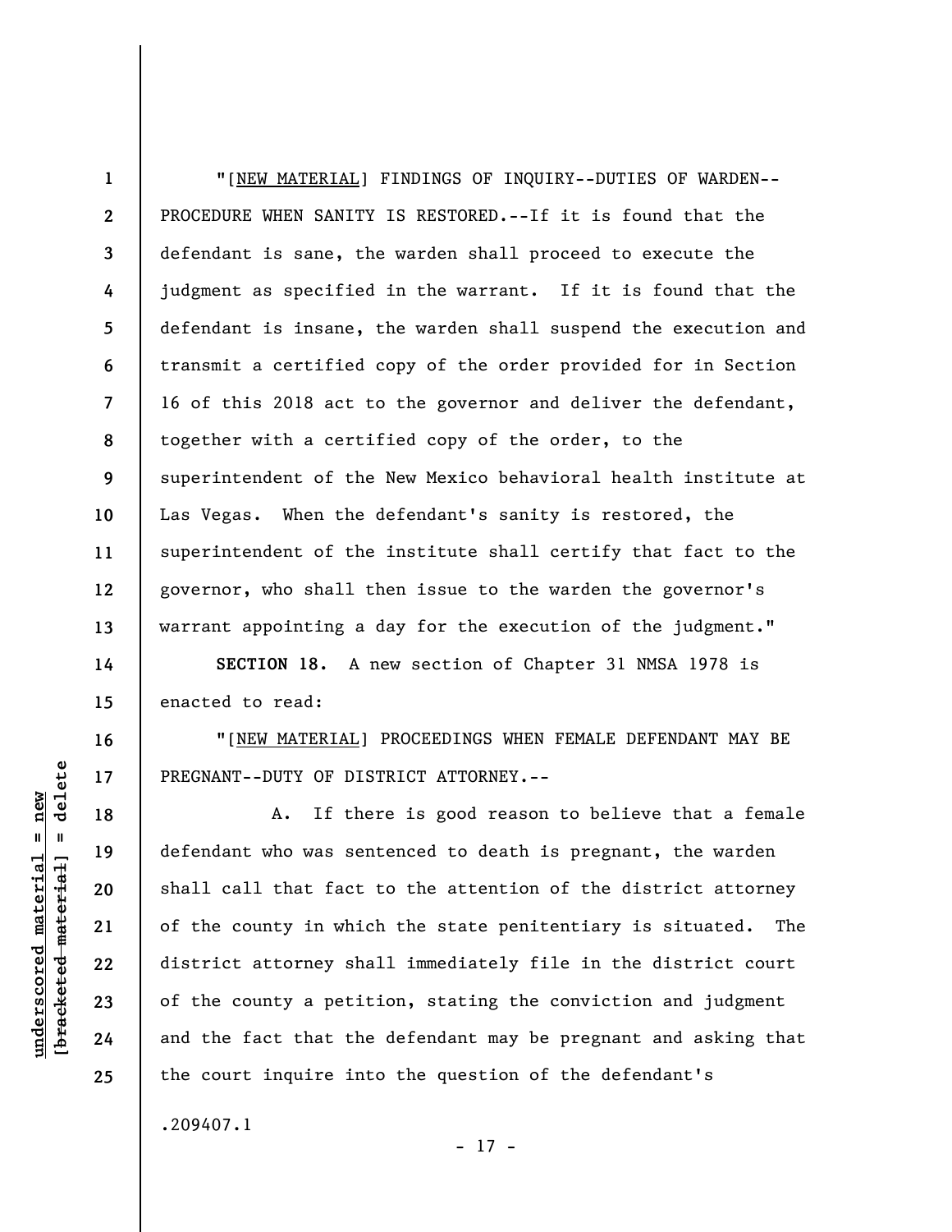"[NEW MATERIAL] FINDINGS OF INQUIRY--DUTIES OF WARDEN--PROCEDURE WHEN SANITY IS RESTORED.--If it is found that the defendant is sane, the warden shall proceed to execute the judgment as specified in the warrant. If it is found that the defendant is insane, the warden shall suspend the execution and transmit a certified copy of the order provided for in Section 16 of this 2018 act to the governor and deliver the defendant, together with a certified copy of the order, to the superintendent of the New Mexico behavioral health institute at Las Vegas. When the defendant's sanity is restored, the superintendent of the institute shall certify that fact to the governor, who shall then issue to the warden the governor's warrant appointing a day for the execution of the judgment."

**SECTION 18.** A new section of Chapter 31 NMSA 1978 is enacted to read:

"[NEW MATERIAL] PROCEEDINGS WHEN FEMALE DEFENDANT MAY BE PREGNANT--DUTY OF DISTRICT ATTORNEY.--

A. If there is good reason to believe that a female defendant who was sentenced to death is pregnant, the warden shall call that fact to the attention of the district attorney of the county in which the state penitentiary is situated. The district attorney shall immediately file in the district court of the county a petition, stating the conviction and judgment and the fact that the defendant may be pregnant and asking that the court inquire into the question of the defendant's

.209407.1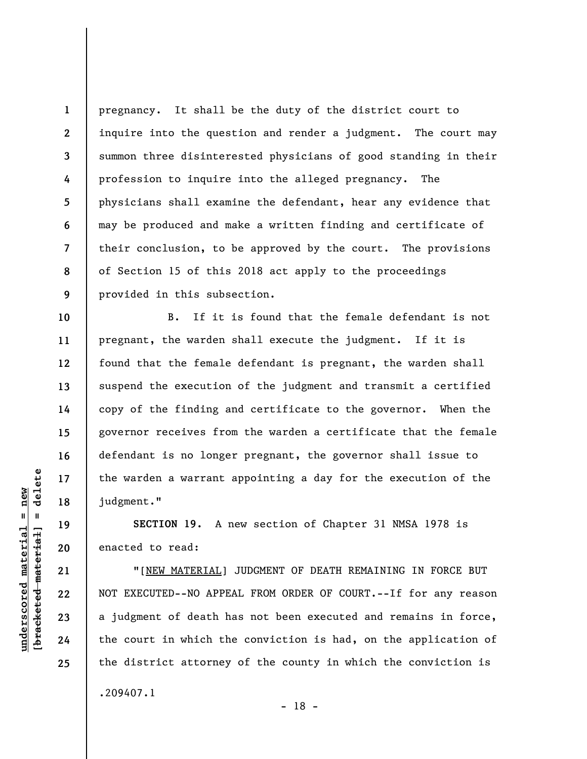pregnancy. It shall be the duty of the district court to inquire into the question and render a judgment. The court may summon three disinterested physicians of good standing in their profession to inquire into the alleged pregnancy. The physicians shall examine the defendant, hear any evidence that may be produced and make a written finding and certificate of their conclusion, to be approved by the court. The provisions of Section 15 of this 2018 act apply to the proceedings provided in this subsection.

B. If it is found that the female defendant is not pregnant, the warden shall execute the judgment. If it is found that the female defendant is pregnant, the warden shall suspend the execution of the judgment and transmit a certified copy of the finding and certificate to the governor. When the governor receives from the warden a certificate that the female defendant is no longer pregnant, the governor shall issue to the warden a warrant appointing a day for the execution of the judgment."

**SECTION 19.** A new section of Chapter 31 NMSA 1978 is enacted to read:

"[NEW MATERIAL] JUDGMENT OF DEATH REMAINING IN FORCE BUT NOT EXECUTED--NO APPEAL FROM ORDER OF COURT.--If for any reason a judgment of death has not been executed and remains in force, the court in which the conviction is had, on the application of the district attorney of the county in which the conviction is

.209407.1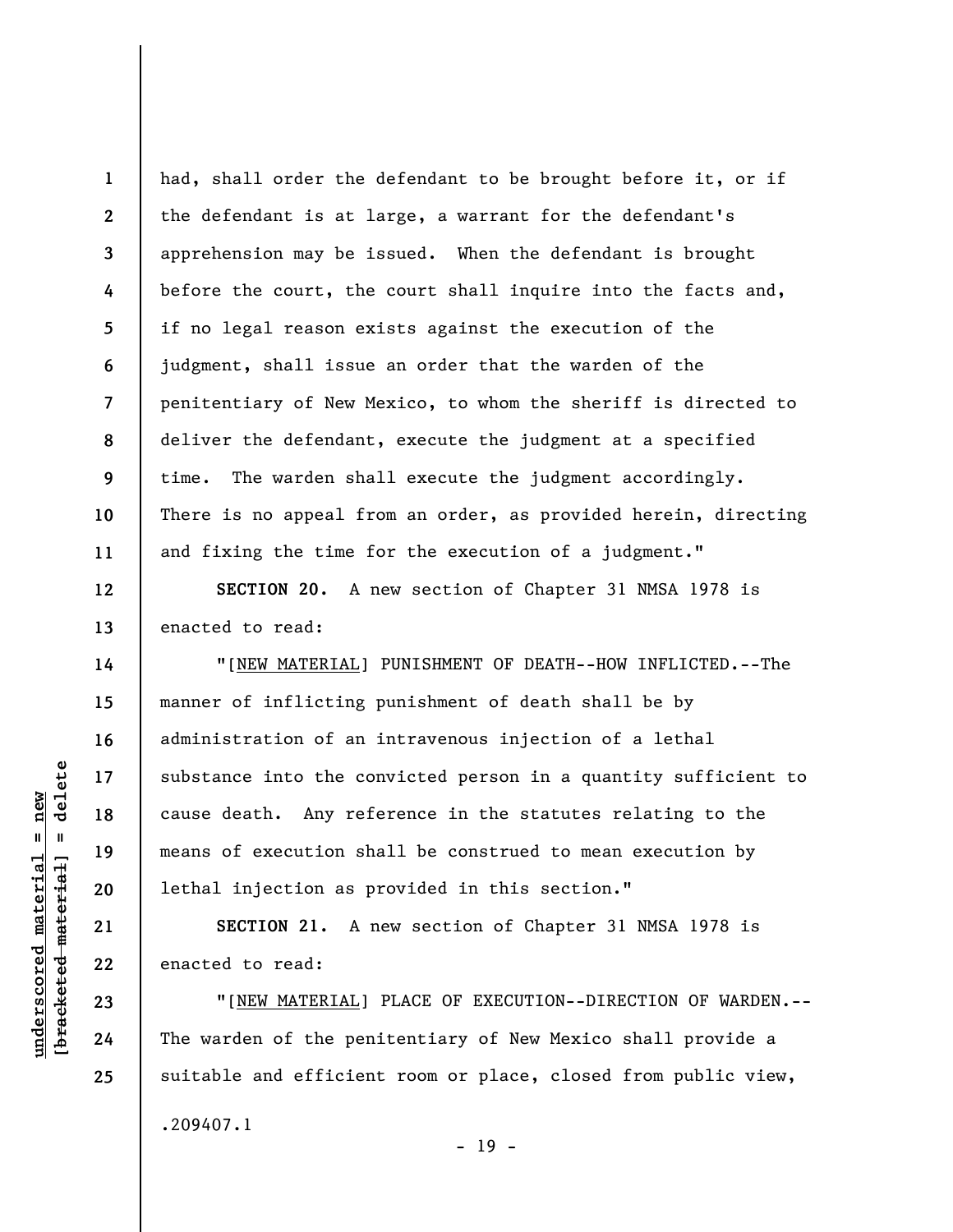had, shall order the defendant to be brought before it, or if the defendant is at large, a warrant for the defendant's apprehension may be issued. When the defendant is brought before the court, the court shall inquire into the facts and, if no legal reason exists against the execution of the judgment, shall issue an order that the warden of the penitentiary of New Mexico, to whom the sheriff is directed to deliver the defendant, execute the judgment at a specified time. The warden shall execute the judgment accordingly. There is no appeal from an order, as provided herein, directing and fixing the time for the execution of a judgment."

**SECTION 20.** A new section of Chapter 31 NMSA 1978 is enacted to read:

"[NEW MATERIAL] PUNISHMENT OF DEATH--HOW INFLICTED.--The manner of inflicting punishment of death shall be by administration of an intravenous injection of a lethal substance into the convicted person in a quantity sufficient to cause death. Any reference in the statutes relating to the means of execution shall be construed to mean execution by lethal injection as provided in this section."

**SECTION 21.** A new section of Chapter 31 NMSA 1978 is enacted to read:

"[NEW MATERIAL] PLACE OF EXECUTION--DIRECTION OF WARDEN.--The warden of the penitentiary of New Mexico shall provide a suitable and efficient room or place, closed from public view,

.209407.1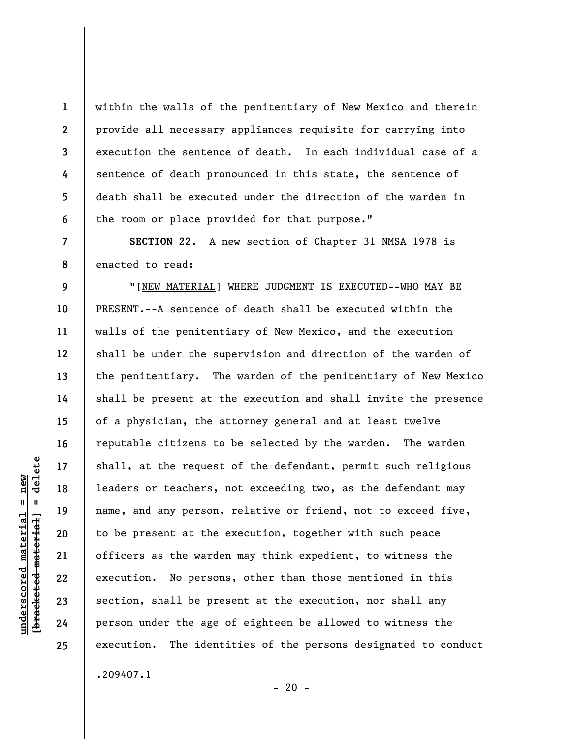within the walls of the penitentiary of New Mexico and therein provide all necessary appliances requisite for carrying into execution the sentence of death. In each individual case of a sentence of death pronounced in this state, the sentence of death shall be executed under the direction of the warden in the room or place provided for that purpose."

**SECTION 22.** A new section of Chapter 31 NMSA 1978 is enacted to read:

"[NEW MATERIAL] WHERE JUDGMENT IS EXECUTED--WHO MAY BE PRESENT.--A sentence of death shall be executed within the walls of the penitentiary of New Mexico, and the execution shall be under the supervision and direction of the warden of the penitentiary. The warden of the penitentiary of New Mexico shall be present at the execution and shall invite the presence of a physician, the attorney general and at least twelve reputable citizens to be selected by the warden. The warden shall, at the request of the defendant, permit such religious leaders or teachers, not exceeding two, as the defendant may name, and any person, relative or friend, not to exceed five, to be present at the execution, together with such peace officers as the warden may think expedient, to witness the execution. No persons, other than those mentioned in this section, shall be present at the execution, nor shall any person under the age of eighteen be allowed to witness the execution. The identities of the persons designated to conduct

.209407.1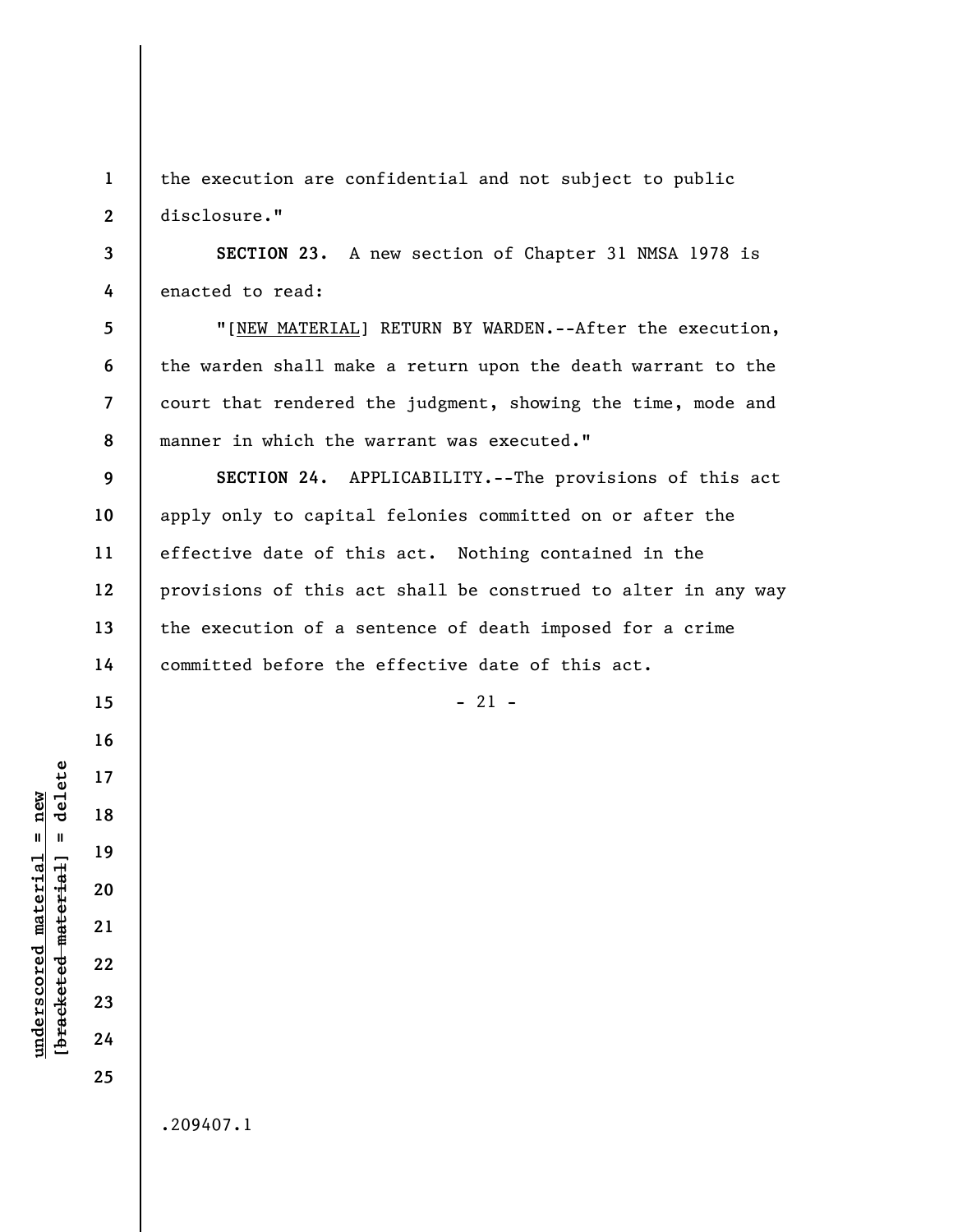the execution are confidential and not subject to public disclosure."

**SECTION 23.** A new section of Chapter 31 NMSA 1978 is enacted to read:

"[NEW MATERIAL] RETURN BY WARDEN.--After the execution, the warden shall make a return upon the death warrant to the court that rendered the judgment, showing the time, mode and manner in which the warrant was executed."

**SECTION 24.** APPLICABILITY.--The provisions of this act apply only to capital felonies committed on or after the effective date of this act. Nothing contained in the provisions of this act shall be construed to alter in any way the execution of a sentence of death imposed for a crime committed before the effective date of this act.

.209407.1